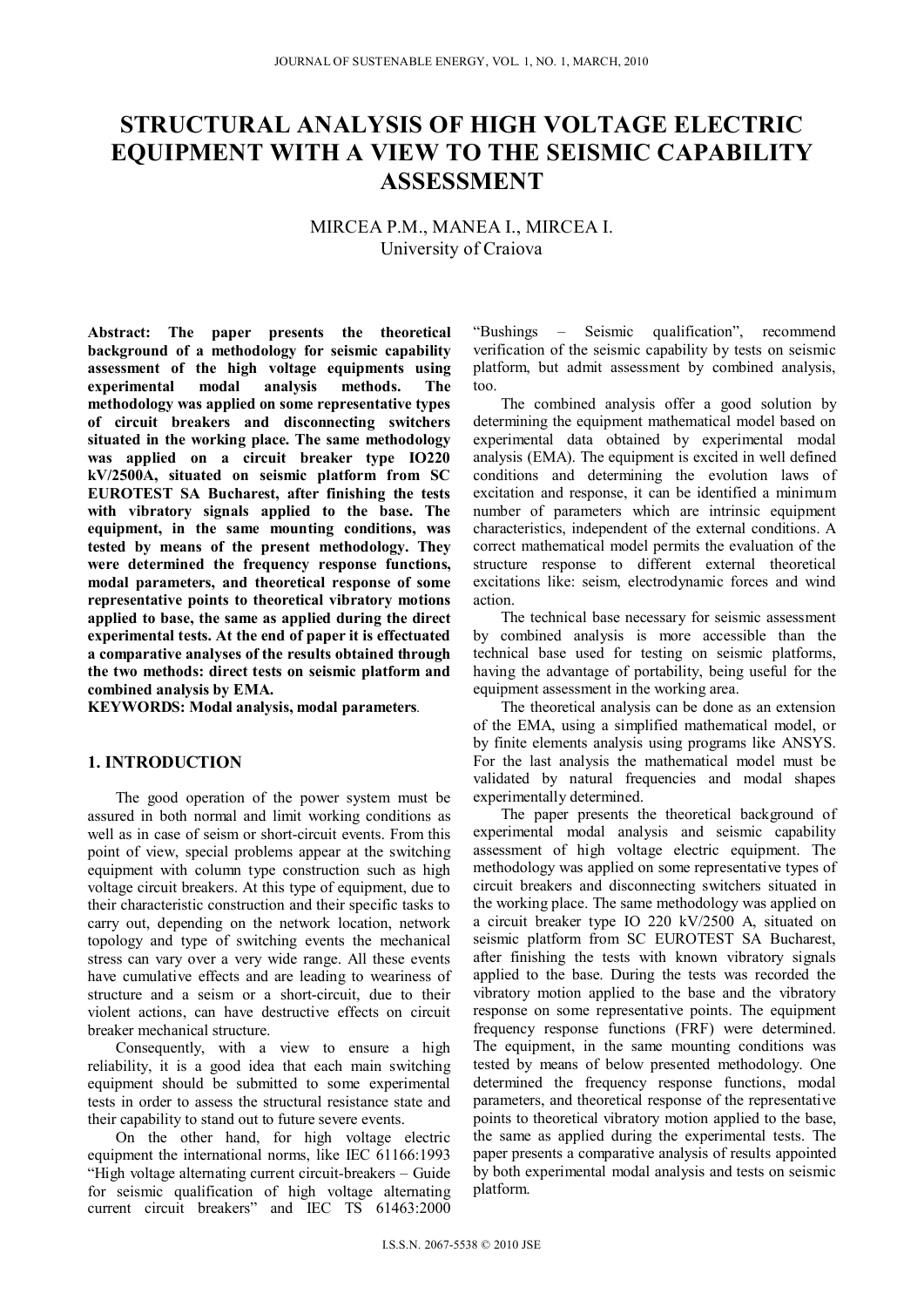# STRUCTURAL ANALYSIS OF HIGH VOLTAGE ELECTRIC EQUIPMENT WITH A VIEW TO THE SEISMIC CAPABILITY ASSESSMENT

MIRCEA P.M., MANEA I., MIRCEA I.
University of Craiova

**Abstract: The paper presents the theoretical background of a methodology for seismic capability assessment of the high voltage equipments using experimental modal analysis methods. The methodology was applied on some representative types of circuit breakers and disconnecting switchers situated in the working place. The same methodology was applied on a circuit breaker type IO220 kV/2500A, situated on seismic platform from SC EUROTEST SA Bucharest, after finishing the tests with vibratory signals applied to the base. The equipment, in the same mounting conditions, was tested by means of the present methodology. They were determined the frequency response functions, modal parameters, and theoretical response of some representative points to theoretical vibratory motions applied to base, the same as applied during the direct experimental tests. At the end of paper it is effectuated a comparative analyses of the results obtained through the two methods: direct tests on seismic platform and combined analysis by EMA.**

**KEYWORDS: Modal analysis, modal parameters**.

## 1. INTRODUCTION

The good operation of the power system must be assured in both normal and limit working conditions as well as in case of seism or short-circuit events. From this point of view, special problems appear at the switching equipment with column type construction such as high voltage circuit breakers. At this type of equipment, due to their characteristic construction and their specific tasks to carry out, depending on the network location, network topology and type of switching events the mechanical stress can vary over a very wide range. All these events have cumulative effects and are leading to weariness of structure and a seism or a short-circuit, due to their violent actions, can have destructive effects on circuit breaker mechanical structure.

Consequently, with a view to ensure a high reliability, it is a good idea that each main switching equipment should be submitted to some experimental tests in order to assess the structural resistance state and their capability to stand out to future severe events.

On the other hand, for high voltage electric equipment the international norms, like IEC 61166:1993 "High voltage alternating current circuit-breakers – Guide for seismic qualification of high voltage alternating current circuit breakers" and IEC TS 61463:2000 "Bushings – Seismic qualification", recommend verification of the seismic capability by tests on seismic platform, but admit assessment by combined analysis, too.

The combined analysis offer a good solution by determining the equipment mathematical model based on experimental data obtained by experimental modal analysis (EMA). The equipment is excited in well defined conditions and determining the evolution laws of excitation and response, it can be identified a minimum number of parameters which are intrinsic equipment characteristics, independent of the external conditions. A correct mathematical model permits the evaluation of the structure response to different external theoretical excitations like: seism, electrodynamic forces and wind action.

The technical base necessary for seismic assessment by combined analysis is more accessible than the technical base used for testing on seismic platforms, having the advantage of portability, being useful for the equipment assessment in the working area.

The theoretical analysis can be done as an extension of the EMA, using a simplified mathematical model, or by finite elements analysis using programs like ANSYS. For the last analysis the mathematical model must be validated by natural frequencies and modal shapes experimentally determined.

The paper presents the theoretical background of experimental modal analysis and seismic capability assessment of high voltage electric equipment. The methodology was applied on some representative types of circuit breakers and disconnecting switchers situated in the working place. The same methodology was applied on a circuit breaker type IO 220 kV/2500 A, situated on seismic platform from SC EUROTEST SA Bucharest, after finishing the tests with known vibratory signals applied to the base. During the tests was recorded the vibratory motion applied to the base and the vibratory response on some representative points. The equipment frequency response functions (FRF) were determined. The equipment, in the same mounting conditions was tested by means of below presented methodology. One determined the frequency response functions, modal parameters, and theoretical response of the representative points to theoretical vibratory motion applied to the base, the same as applied during the experimental tests. The paper presents a comparative analysis of results appointed by both experimental modal analysis and tests on seismic platform.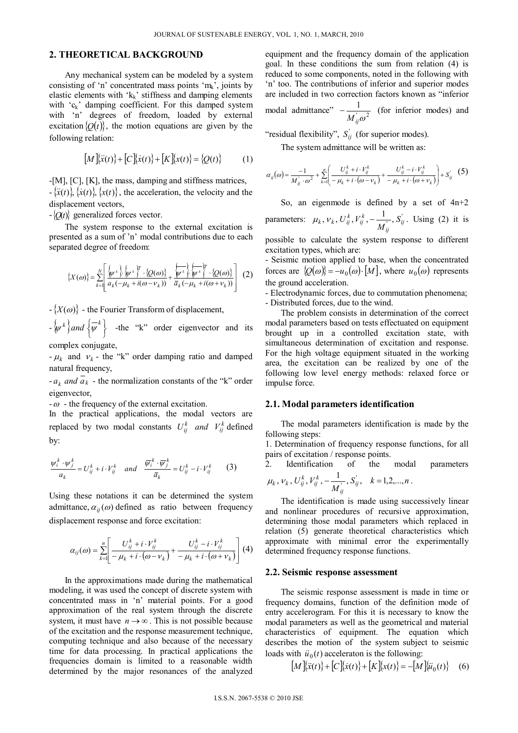## 2. THEORETICAL BACKGROUND

Any mechanical system can be modeled by a system consisting of 'n' concentrated mass points '$m_k$', joints by elastic elements with '$k_k$' stiffness and damping elements with '$c_k$' damping coefficient. For this damped system with 'n' degrees of freedom, loaded by external excitation $\{Q(t)\}$, the motion equations are given by the following relation:

$$[M]\{\ddot{x}(t)\}+[C]\{\dot{x}(t)\}+[K]\{x(t)\}=\{Q(t)\} \qquad (1)$$

- [M], [C], [K], the mass, damping and stiffness matrices,
- $\{\ddot{x}(t)\}, \{\dot{x}(t)\}, \{x(t)\}$, the acceleration, the velocity and the displacement vectors,
- $\{Q(t)\}$ generalized forces vector.

The system response to the external excitation is presented as a sum of 'n' modal contributions due to each separated degree of freedom:

$$\{X(\omega)\}=\sum_{k=1}^{N}\left[\frac{\{\psi^k\}\cdot\{\psi^k\}^T\cdot\{Q(\omega)\}}{a_k(-\mu_k+i(\omega-\nu_k))}+\frac{\{\overline{\psi}^k\}\cdot\{\overline{\psi}^k\}^T\cdot\{Q(\omega)\}}{\overline{a}_k(-\mu_k+i(\omega+\nu_k))}\right] \quad (2)$$

- $\{X(\omega)\}$ - the Fourier Transform of displacement,
- $\{\psi^k\}$ and $\{\overline{\psi}^k\}$ - the "k" order eigenvector and its complex conjugate,
- $\mu_k$ and $\nu_k$ - the "k" order damping ratio and damped natural frequency,
- $a_k$ and $\overline{a}_k$ - the normalization constants of the "k" order eigenvector,
- $\omega$ - the frequency of the external excitation.

In the practical applications, the modal vectors are replaced by two modal constants $U_{ij}^k$ and $V_{ij}^k$ defined by:

$$\frac{\psi_i^k\cdot\psi_j^k}{a_k}=U_{ij}^k+i\cdot V_{ij}^k \quad and \quad \frac{\overline{\psi}_i^k\cdot\overline{\psi}_j^k}{\overline{a}_k}=U_{ij}^k-i\cdot V_{ij}^k \qquad (3)$$

Using these notations it can be determined the system admittance, $\alpha_{ij}(\omega)$ defined as ratio between frequency displacement response and force excitation:

$$\alpha_{ij}(\omega)=\sum_{k=1}^{n}\left[\frac{U_{ij}^k+i\cdot V_{ij}^k}{-\mu_k+i\cdot(\omega-\nu_k)}+\frac{U_{ij}^k-i\cdot V_{ij}^k}{-\mu_k+i\cdot(\omega+\nu_k)}\right] \quad (4)$$

In the approximations made during the mathematical modeling, it was used the concept of discrete system with concentrated mass in 'n' material points. For a good approximation of the real system through the discrete system, it must have $n\to\infty$. This is not possible because of the excitation and the response measurement technique, computing technique and also because of the necessary time for data processing. In practical applications the frequencies domain is limited to a reasonable width determined by the major resonances of the analyzed equipment and the frequency domain of the application goal. In these conditions the sum from relation (4) is reduced to some components, noted in the following with 'n' too. The contributions of inferior and superior modes are included in two correction factors known as "inferior modal admittance" $-\frac{1}{M_{ij}^{'}\omega^2}$ (for inferior modes) and "residual flexibility", $S_{ij}^{'}$ (for superior modes).

The system admittance will be written as:

$$\alpha_{ij}(\omega)=\frac{-1}{M_{ij}^{'}\cdot\omega^2}+\sum_{k=1}^{n}\left(\frac{U_{ij}^k+i\cdot V_{ij}^k}{-\mu_k+i\cdot(\omega-\nu_k)}+\frac{U_{ij}^k-i\cdot V_{ij}^k}{-\mu_k+i\cdot(\omega+\nu_k)}\right)+S_{ij}^{'} \quad (5)$$

So, an eigenmode is defined by a set of 4n+2 parameters: $\mu_k, \nu_k, U_{ij}^k, V_{ij}^k, -\frac{1}{M_{ij}^{'}}, S_{ij}^{'}$. Using (2) it is possible to calculate the system response to different excitation types, which are:

- Seismic motion applied to base, when the concentrated forces are $\{Q(\omega)\}=-u_0(\omega)\cdot[M]$, where $u_0(\omega)$ represents the ground acceleration.
- Electrodynamic forces, due to commutation phenomena;
- Distributed forces, due to the wind.

The problem consists in determination of the correct modal parameters based on tests effectuated on equipment brought up in a controlled excitation state, with simultaneous determination of excitation and response. For the high voltage equipment situated in the working area, the excitation can be realized by one of the following low level energy methods: relaxed force or impulse force.

### 2.1. Modal parameters identification

The modal parameters identification is made by the following steps:

1. Determination of frequency response functions, for all pairs of excitation / response points.
2. Identification of the modal parameters $\mu_k, \nu_k, U_{ij}^k, V_{ij}^k, -\frac{1}{M_{ij}^{'}}, S_{ij}^{'}, \quad k=1,2,...,n$.

The identification is made using successively linear and nonlinear procedures of recursive approximation, determining those modal parameters which replaced in relation (5) generate theoretical characteristics which approximate with minimal error the experimentally determined frequency response functions.

### 2.2. Seismic response assessment

The seismic response assessment is made in time or frequency domains, function of the definition mode of entry accelerogram. For this it is necessary to know the modal parameters as well as the geometrical and material characteristics of equipment. The equation which describes the motion of the system subject to seismic loads with $\ddot{u}_0(t)$ acceleraton is the following:

$$[M]\{\ddot{x}(t)\}+[C]\{\dot{x}(t)\}+[K]\{x(t)\}=-[M]\{\ddot{u}_0(t)\} \quad (6)$$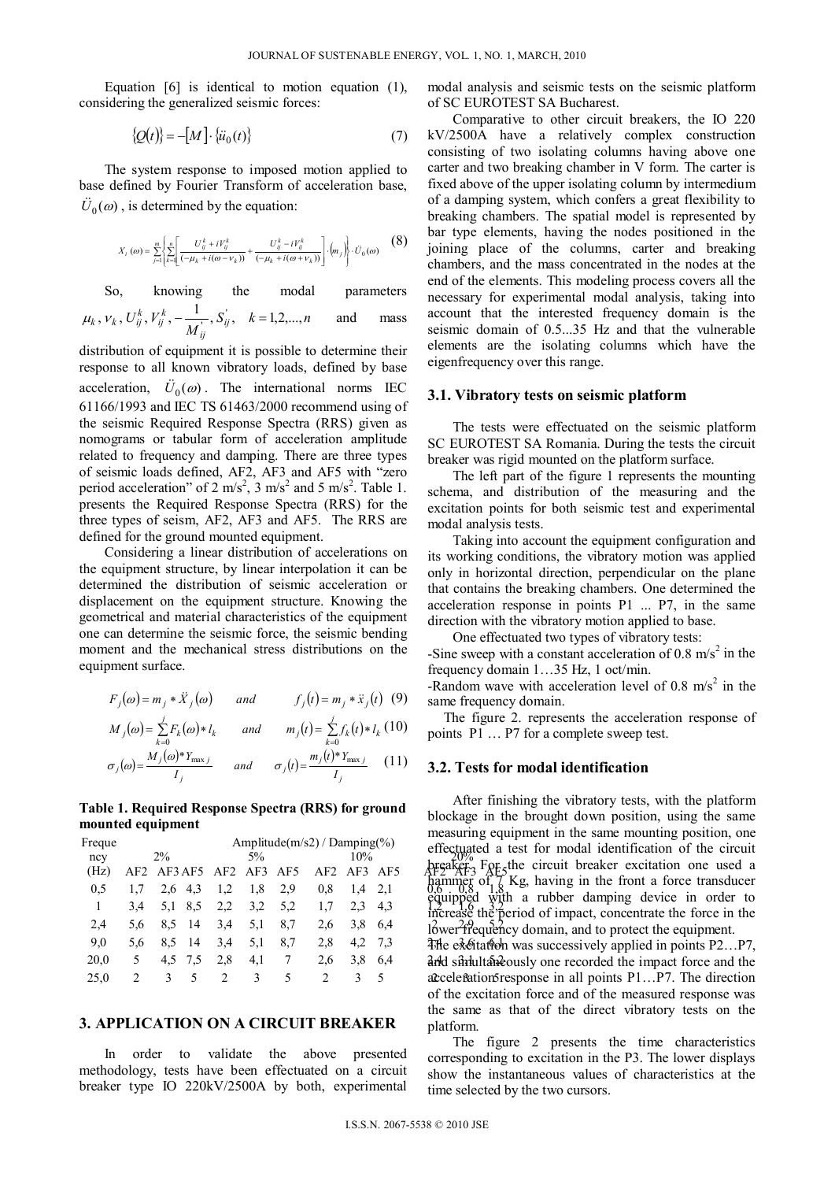Equation [6] is identical to motion equation (1), considering the generalized seismic forces:

$$\{Q(t)\} = -[M] \cdot \{\ddot{u}_0(t)\} \tag{7}$$

The system response to imposed motion applied to base defined by Fourier Transform of acceleration base, $\ddot{U}_0(\omega)$, is determined by the equation:

$$X_i(\omega) = \sum_{j=1}^{m} \left\{ \sum_{k=1}^{n} \left[ \frac{U_{ij}^k + iV_{ij}^k}{(-\mu_k + i(\omega - \nu_k))} + \frac{U_{ij}^k - iV_{ij}^k}{(-\mu_k + i(\omega + \nu_k))} \right] \cdot \langle m_j \rangle \right\} \cdot \ddot{U}_0(\omega) \tag{8}$$

So, knowing the modal parameters $\mu_k, \nu_k, U_{ij}^k, V_{ij}^k, -\frac{1}{M_{ij}^{'}}, S_{ij}^{'}, \quad k = 1,2,...,n$ and mass distribution of equipment it is possible to determine their response to all known vibratory loads, defined by base acceleration, $\ddot{U}_0(\omega)$. The international norms IEC 61166/1993 and IEC TS 61463/2000 recommend using of the seismic Required Response Spectra (RRS) given as nomograms or tabular form of acceleration amplitude related to frequency and damping. There are three types of seismic loads defined, AF2, AF3 and AF5 with "zero period acceleration" of 2 m/s$^2$, 3 m/s$^2$ and 5 m/s$^2$. Table 1. presents the Required Response Spectra (RRS) for the three types of seism, AF2, AF3 and AF5. The RRS are defined for the ground mounted equipment.

Considering a linear distribution of accelerations on the equipment structure, by linear interpolation it can be determined the distribution of seismic acceleration or displacement on the equipment structure. Knowing the geometrical and material characteristics of the equipment one can determine the seismic force, the seismic bending moment and the mechanical stress distributions on the equipment surface.

$$F_j(\omega) = m_j * \ddot{X}_j(\omega) \quad and \quad f_j(t) = m_j * \ddot{x}_j(t) \tag{9}$$

$$M_j(\omega) = \sum_{k=0}^{j} F_k(\omega) * l_k \quad and \quad m_j(t) = \sum_{k=0}^{j} f_k(t) * l_k \tag{10}$$

$$\sigma_j(\omega) = \frac{M_j(\omega) * Y_{\max j}}{I_j} \quad and \quad \sigma_j(t) = \frac{m_j(t) * Y_{\max j}}{I_j} \tag{11}$$

**Table 1. Required Response Spectra (RRS) for ground mounted equipment**

| Frequency (Hz) | Amplitude(m/s2) / Damping(%) | | | | | | | | | | | |
|---|---|---|---|---|---|---|---|---|---|---|---|---|
| | 2% | | | 5% | | | 10% | | | 20% | | |
| | AF2 | AF3 | AF5 | AF2 | AF3 | AF5 | AF2 | AF3 | AF5 | AF2 | AF3 | AF5 |
| 0,5 | 1,7 | 2,6 | 4,3 | 1,2 | 1,8 | 2,9 | 0,8 | 1,4 | 2,1 | 0,6 | 0,8 | 1,8 |
| 1 | 3,4 | 5,1 | 8,5 | 2,2 | 3,2 | 5,2 | 1,7 | 2,3 | 4,3 | 1,2 | 1,6 | 3,2 |
| 2,4 | 5,6 | 8,5 | 14 | 3,4 | 5,1 | 8,7 | 2,6 | 3,8 | 6,4 | 2 | 2,9 | 5,2 |
| 9,0 | 5,6 | 8,5 | 14 | 3,4 | 5,1 | 8,7 | 2,8 | 4,2 | 7,3 | 2,1 | 3,6 | 6,1 |
| 20,0 | 5 | 4,5 | 7,5 | 2,8 | 4,1 | 7 | 2,6 | 3,8 | 6,4 | 2,1 | 3,1 | 5,2 |
| 25,0 | 2 | 3 | 5 | 2 | 3 | 5 | 2 | 3 | 5 | 2 | 3 | 5 |

## 3. APPLICATION ON A CIRCUIT BREAKER

In order to validate the above presented methodology, tests have been effectuated on a circuit breaker type IO 220kV/2500A by both, experimental modal analysis and seismic tests on the seismic platform of SC EUROTEST SA Bucharest.

Comparative to other circuit breakers, the IO 220 kV/2500A have a relatively complex construction consisting of two isolating columns having above one carter and two breaking chamber in V form. The carter is fixed above of the upper isolating column by intermedium of a damping system, which confers a great flexibility to breaking chambers. The spatial model is represented by bar type elements, having the nodes positioned in the joining place of the columns, carter and breaking chambers, and the mass concentrated in the nodes at the end of the elements. This modeling process covers all the necessary for experimental modal analysis, taking into account that the interested frequency domain is the seismic domain of 0.5...35 Hz and that the vulnerable elements are the isolating columns which have the eigenfrequency over this range.

### 3.1. Vibratory tests on seismic platform

The tests were effectuated on the seismic platform SC EUROTEST SA Romania. During the tests the circuit breaker was rigid mounted on the platform surface.

The left part of the figure 1 represents the mounting schema, and distribution of the measuring and the excitation points for both seismic test and experimental modal analysis tests.

Taking into account the equipment configuration and its working conditions, the vibratory motion was applied only in horizontal direction, perpendicular on the plane that contains the breaking chambers. One determined the acceleration response in points P1 ... P7, in the same direction with the vibratory motion applied to base.

One effectuated two types of vibratory tests:

-Sine sweep with a constant acceleration of 0.8 m/s$^2$ in the frequency domain 1…35 Hz, 1 oct/min.

-Random wave with acceleration level of 0.8 m/s$^2$ in the same frequency domain.

The figure 2. represents the acceleration response of points P1 … P7 for a complete sweep test.

### 3.2. Tests for modal identification

After finishing the vibratory tests, with the platform blockage in the brought down position, using the same measuring equipment in the same mounting position, one effectuated a test for modal identification of the circuit breaker. For the circuit breaker excitation one used a hammer of 7 Kg, having in the front a force transducer equipped with a rubber damping device in order to increase the period of impact, concentrate the force in the lower frequency domain, and to protect the equipment.

The excitation was successively applied in points P2…P7, and simultaneously one recorded the impact force and the acceleration response in all points P1…P7. The direction of the excitation force and of the measured response was the same as that of the direct vibratory tests on the platform.

The figure 2 presents the time characteristics corresponding to excitation in the P3. The lower displays show the instantaneous values of characteristics at the time selected by the two cursors.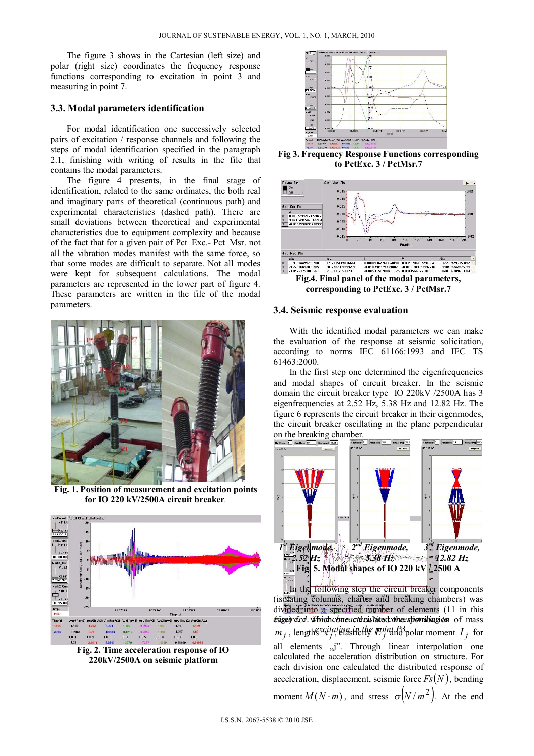The figure 3 shows in the Cartesian (left size) and polar (right size) coordinates the frequency response functions corresponding to excitation in point 3 and measuring in point 7.

### 3.3. Modal parameters identification

For modal identification one successively selected pairs of excitation / response channels and following the steps of modal identification specified in the paragraph 2.1, finishing with writing of results in the file that contains the modal parameters.

The figure 4 presents, in the final stage of identification, related to the same ordinates, the both real and imaginary parts of theoretical (continuous path) and experimental characteristics (dashed path). There are small deviations between theoretical and experimental characteristics due to equipment complexity and because of the fact that for a given pair of Pct_Exc.- Pct_Msr. not all the vibration modes manifest with the same force, so that some modes are difficult to separate. Not all modes were kept for subsequent calculations. The modal parameters are represented in the lower part of figure 4. These parameters are written in the file of the modal parameters.

**Fig. 1. Position of measurement and excitation points for IO 220 kV/2500A circuit breaker**.

**Fig. 2. Time acceleration response of IO 220kV/2500A on seismic platform**

**Fig 3. Frequency Response Functions corresponding to PctExc. 3 / PctMsr.7**

**Fig.4. Final panel of the modal parameters, corresponding to PctExc. 3 / PctMsr.7**

### 3.4. Seismic response evaluation

With the identified modal parameters we can make the evaluation of the response at seismic solicitation, according to norms IEC 61166:1993 and IEC TS 61463:2000.

In the first step one determined the eigenfrequencies and modal shapes of circuit breaker. In the seismic domain the circuit breaker type IO 220kV /2500A has 3 eigenfrequencies at 2.52 Hz, 5.38 Hz and 12.82 Hz. The figure 6 represents the circuit breaker in their eigenmodes, the circuit breaker oscillating in the plane perpendicular on the breaking chamber.

*1st Eigenmode, 2.52 Hz* *2nd Eigenmode, 5.38 Hz* *3rd Eigenmode, 12.82 Hz*

**Fig. 5. Modal shapes of IO 220 kV / 2500 A**

In the following step the circuit breaker components (isolating columns, charter and breaking chambers) was divided into a specified number of elements (11 in this case) for which one calculated the distribution of mass $m_j$, length $s_j$, elasticity $E_j$ and polar moment $I_j$ for all elements „j". Through linear interpolation one calculated the acceleration distribution on structure. For each division one calculated the distributed response of acceleration, displacement, seismic force $Fs(N)$, bending moment $M(N \cdot m)$, and stress $\sigma(N/m^2)$. At the end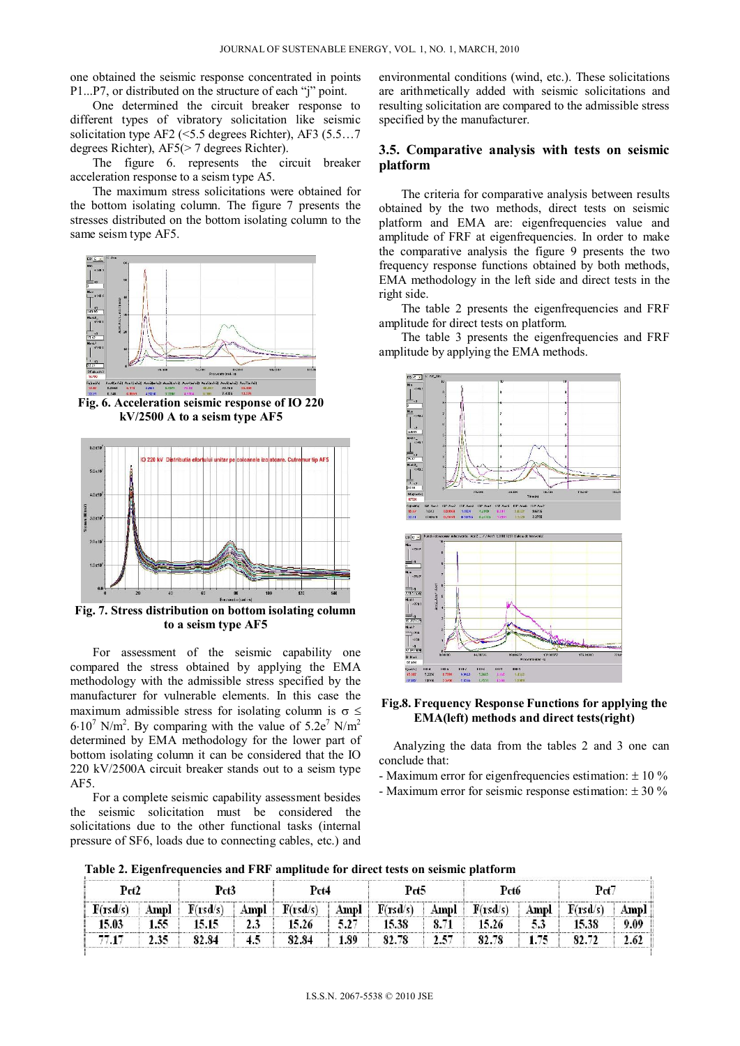one obtained the seismic response concentrated in points P1...P7, or distributed on the structure of each "j" point.

One determined the circuit breaker response to different types of vibratory solicitation like seismic solicitation type AF2 (<5.5 degrees Richter), AF3 (5.5…7 degrees Richter), AF5(> 7 degrees Richter).

The figure 6. represents the circuit breaker acceleration response to a seism type A5.

The maximum stress solicitations were obtained for the bottom isolating column. The figure 7 presents the stresses distributed on the bottom isolating column to the same seism type AF5.

**Fig. 6. Acceleration seismic response of IO 220 kV/2500 A to a seism type AF5**

**Fig. 7. Stress distribution on bottom isolating column to a seism type AF5**

For assessment of the seismic capability one compared the stress obtained by applying the EMA methodology with the admissible stress specified by the manufacturer for vulnerable elements. In this case the maximum admissible stress for isolating column is $\sigma \leq 6{\cdot}10^7$ N/m$^2$. By comparing with the value of $5.2e^7$ N/m$^2$ determined by EMA methodology for the lower part of bottom isolating column it can be considered that the IO 220 kV/2500A circuit breaker stands out to a seism type AF5.

For a complete seismic capability assessment besides the seismic solicitation must be considered the solicitations due to the other functional tasks (internal pressure of SF6, loads due to connecting cables, etc.) and environmental conditions (wind, etc.). These solicitations are arithmetically added with seismic solicitations and resulting solicitation are compared to the admissible stress specified by the manufacturer.

### 3.5. Comparative analysis with tests on seismic platform

The criteria for comparative analysis between results obtained by the two methods, direct tests on seismic platform and EMA are: eigenfrequencies value and amplitude of FRF at eigenfrequencies. In order to make the comparative analysis the figure 9 presents the two frequency response functions obtained by both methods, EMA methodology in the left side and direct tests in the right side.

The table 2 presents the eigenfrequencies and FRF amplitude for direct tests on platform.

The table 3 presents the eigenfrequencies and FRF amplitude by applying the EMA methods.

**Fig.8. Frequency Response Functions for applying the EMA(left) methods and direct tests(right)**

Analyzing the data from the tables 2 and 3 one can conclude that:

- Maximum error for eigenfrequencies estimation: ± 10 %
- Maximum error for seismic response estimation: ± 30 %

**Table 2. Eigenfrequencies and FRF amplitude for direct tests on seismic platform**

| Pct2 | | Pct3 | | Pct4 | | Pct5 | | Pct6 | | Pct7 | |
|---|---|---|---|---|---|---|---|---|---|---|---|
| F(rsd/s) | Ampl | F(rsd/s) | Ampl | F(rsd/s) | Ampl | F(rsd/s) | Ampl | F(rsd/s) | Ampl | F(rsd/s) | Ampl |
| 15.03 | 1.55 | 15.15 | 2.3 | 15.26 | 5.27 | 15.38 | 8.71 | 15.26 | 5.3 | 15.38 | 9.09 |
| 77.17 | 2.35 | 82.84 | 4.5 | 82.84 | 1.89 | 82.78 | 2.57 | 82.78 | 1.75 | 82.72 | 2.62 |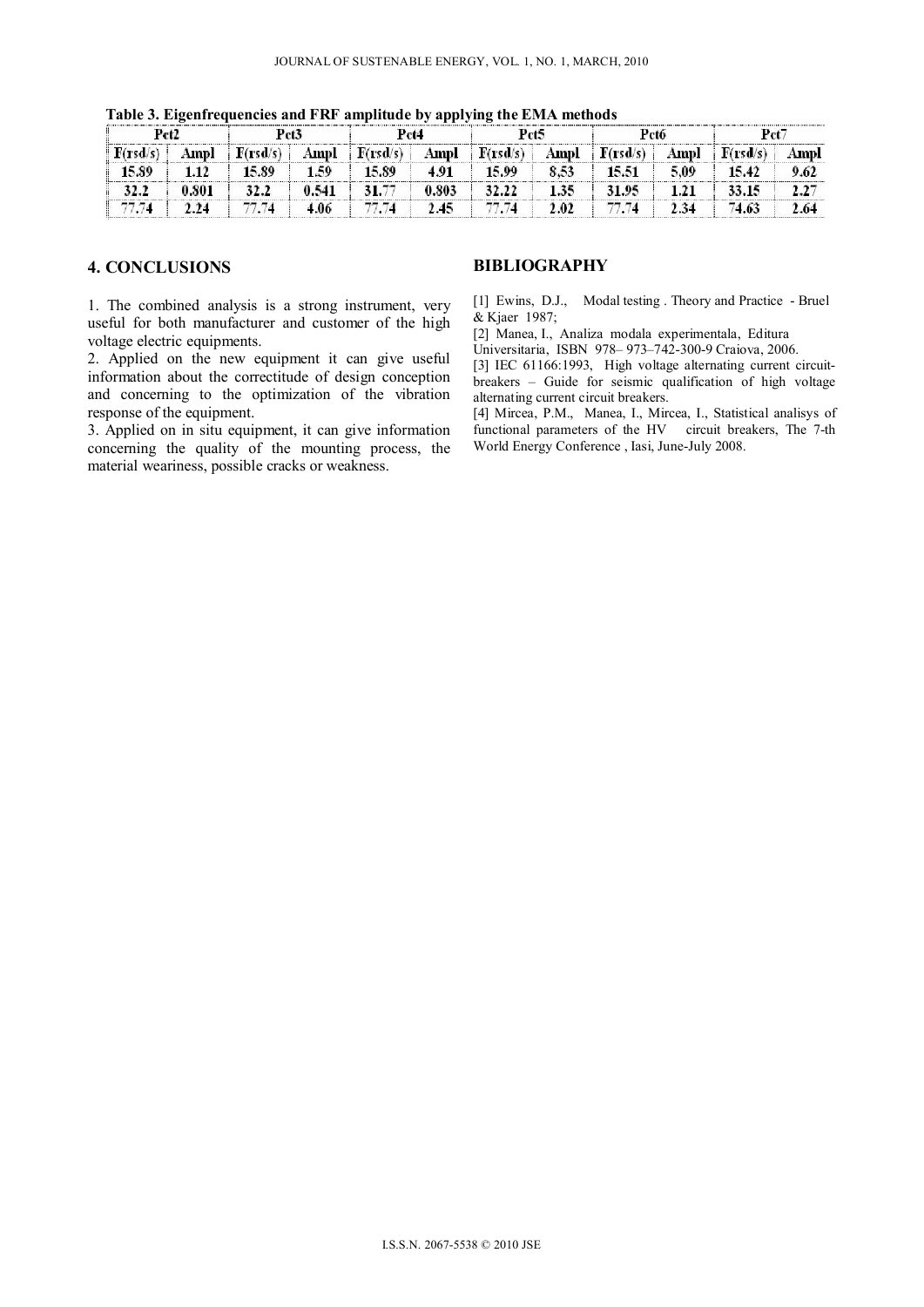**Table 3. Eigenfrequencies and FRF amplitude by applying the EMA methods**

| Pct2 | | Pct3 | | Pct4 | | Pct5 | | Pct6 | | Pct7 | |
|---|---|---|---|---|---|---|---|---|---|---|---|
| F(rsd/s) | Ampl | F(rsd/s) | Ampl | F(rsd/s) | Ampl | F(rsd/s) | Ampl | F(rsd/s) | Ampl | F(rsd/s) | Ampl |
| 15.89 | 1.12 | 15.89 | 1.59 | 15.89 | 4.91 | 15.99 | 8,53 | 15.51 | 5,09 | 15.42 | 9.62 |
| 32.2 | 0.801 | 32.2 | 0.541 | 31.77 | 0.803 | 32.22 | 1.35 | 31.95 | 1.21 | 33.15 | 2.27 |
| 77.74 | 2.24 | 77.74 | 4.06 | 77.74 | 2.45 | 77.74 | 2.02 | 77.74 | 2.34 | 74.63 | 2.64 |

## 4. CONCLUSIONS

1. The combined analysis is a strong instrument, very useful for both manufacturer and customer of the high voltage electric equipments.
2. Applied on the new equipment it can give useful information about the correctitude of design conception and concerning to the optimization of the vibration response of the equipment.
3. Applied on in situ equipment, it can give information concerning the quality of the mounting process, the material weariness, possible cracks or weakness.

## BIBLIOGRAPHY

[1] Ewins, D.J., Modal testing . Theory and Practice - Bruel & Kjaer 1987;

[2] Manea, I., Analiza modala experimentala, Editura Universitaria, ISBN 978– 973–742-300-9 Craiova, 2006.

[3] IEC 61166:1993, High voltage alternating current circuit-breakers – Guide for seismic qualification of high voltage alternating current circuit breakers.

[4] Mircea, P.M., Manea, I., Mircea, I., Statistical analisys of functional parameters of the HV circuit breakers, The 7-th World Energy Conference , Iasi, June-July 2008.